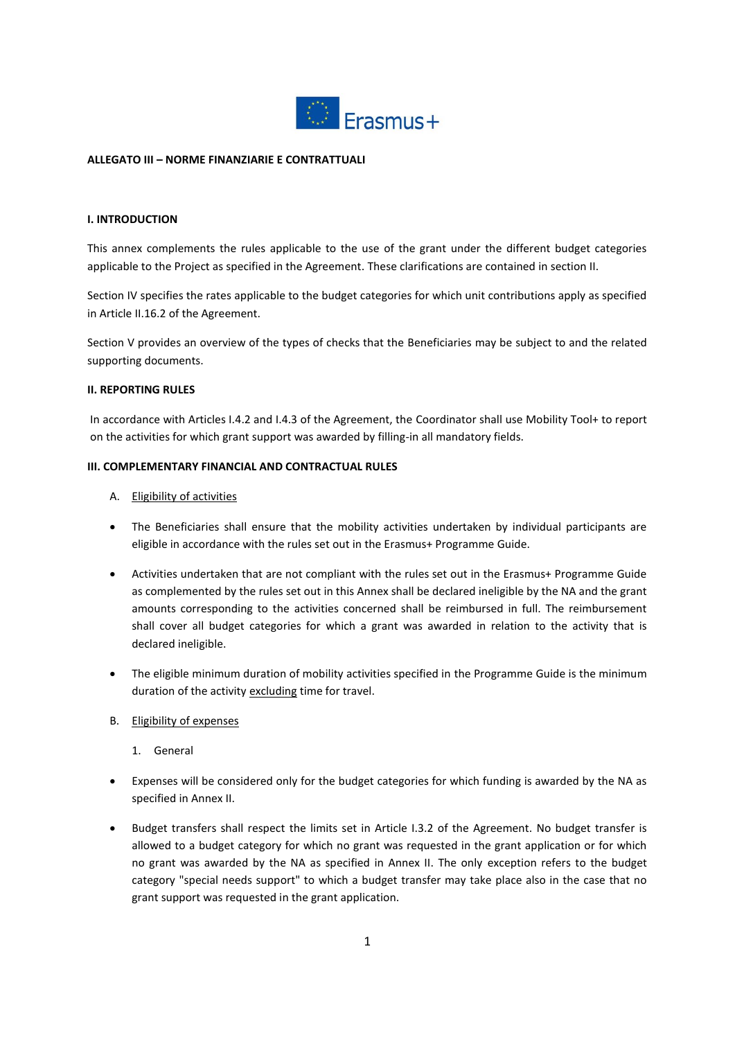**ALLEGATO III – NORME FINANZIARIE E CONTRATTUALI**

## I. INTRODUCTION

This annex complements the rules applicable to the use of the grant under the different budget categories applicable to the Project as specified in the Agreement. These clarifications are contained in section II.

Section IV specifies the rates applicable to the budget categories for which unit contributions apply as specified in Article II.16.2 of the Agreement.

Section V provides an overview of the types of checks that the Beneficiaries may be subject to and the related supporting documents.

## II. REPORTING RULES

In accordance with Articles I.4.2 and I.4.3 of the Agreement, the Coordinator shall use Mobility Tool+ to report on the activities for which grant support was awarded by filling-in all mandatory fields.

## III. COMPLEMENTARY FINANCIAL AND CONTRACTUAL RULES

A. Eligibility of activities

- The Beneficiaries shall ensure that the mobility activities undertaken by individual participants are eligible in accordance with the rules set out in the Erasmus+ Programme Guide.
- Activities undertaken that are not compliant with the rules set out in the Erasmus+ Programme Guide as complemented by the rules set out in this Annex shall be declared ineligible by the NA and the grant amounts corresponding to the activities concerned shall be reimbursed in full. The reimbursement shall cover all budget categories for which a grant was awarded in relation to the activity that is declared ineligible.
- The eligible minimum duration of mobility activities specified in the Programme Guide is the minimum duration of the activity excluding time for travel.

B. Eligibility of expenses

1. General

- Expenses will be considered only for the budget categories for which funding is awarded by the NA as specified in Annex II.
- Budget transfers shall respect the limits set in Article I.3.2 of the Agreement. No budget transfer is allowed to a budget category for which no grant was requested in the grant application or for which no grant was awarded by the NA as specified in Annex II. The only exception refers to the budget category "special needs support" to which a budget transfer may take place also in the case that no grant support was requested in the grant application.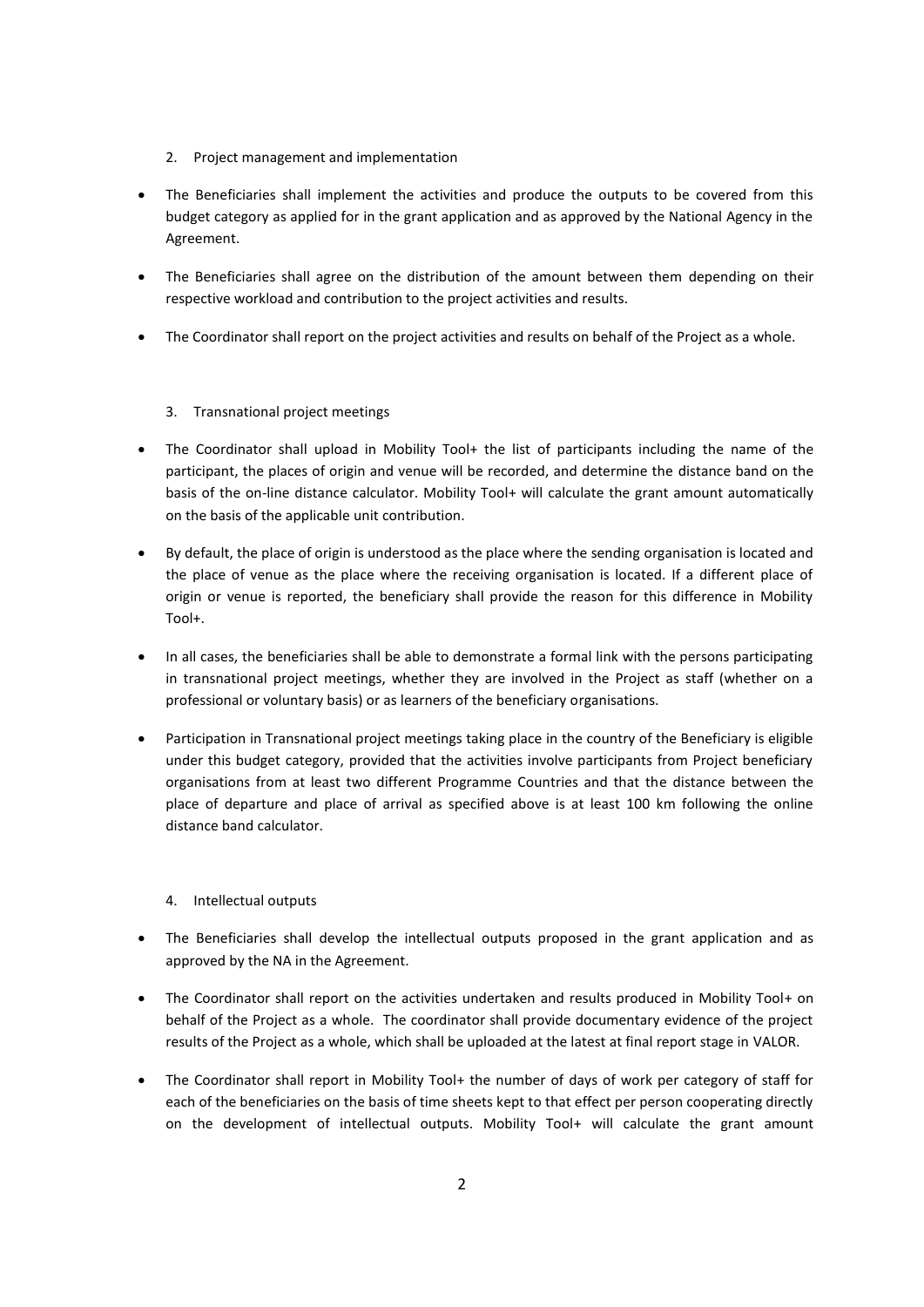2. Project management and implementation

- The Beneficiaries shall implement the activities and produce the outputs to be covered from this budget category as applied for in the grant application and as approved by the National Agency in the Agreement.
- The Beneficiaries shall agree on the distribution of the amount between them depending on their respective workload and contribution to the project activities and results.
- The Coordinator shall report on the project activities and results on behalf of the Project as a whole.

3. Transnational project meetings

- The Coordinator shall upload in Mobility Tool+ the list of participants including the name of the participant, the places of origin and venue will be recorded, and determine the distance band on the basis of the on-line distance calculator. Mobility Tool+ will calculate the grant amount automatically on the basis of the applicable unit contribution.
- By default, the place of origin is understood as the place where the sending organisation is located and the place of venue as the place where the receiving organisation is located. If a different place of origin or venue is reported, the beneficiary shall provide the reason for this difference in Mobility Tool+.
- In all cases, the beneficiaries shall be able to demonstrate a formal link with the persons participating in transnational project meetings, whether they are involved in the Project as staff (whether on a professional or voluntary basis) or as learners of the beneficiary organisations.
- Participation in Transnational project meetings taking place in the country of the Beneficiary is eligible under this budget category, provided that the activities involve participants from Project beneficiary organisations from at least two different Programme Countries and that the distance between the place of departure and place of arrival as specified above is at least 100 km following the online distance band calculator.

4. Intellectual outputs

- The Beneficiaries shall develop the intellectual outputs proposed in the grant application and as approved by the NA in the Agreement.
- The Coordinator shall report on the activities undertaken and results produced in Mobility Tool+ on behalf of the Project as a whole. The coordinator shall provide documentary evidence of the project results of the Project as a whole, which shall be uploaded at the latest at final report stage in VALOR.
- The Coordinator shall report in Mobility Tool+ the number of days of work per category of staff for each of the beneficiaries on the basis of time sheets kept to that effect per person cooperating directly on the development of intellectual outputs. Mobility Tool+ will calculate the grant amount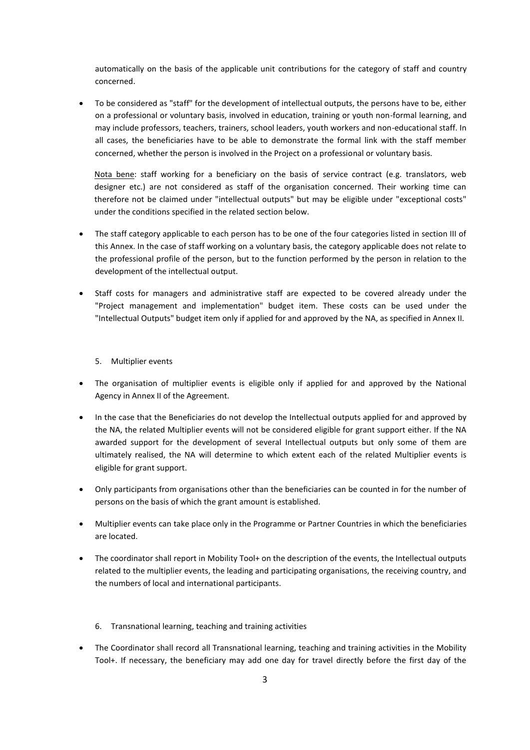automatically on the basis of the applicable unit contributions for the category of staff and country concerned.

- To be considered as "staff" for the development of intellectual outputs, the persons have to be, either on a professional or voluntary basis, involved in education, training or youth non-formal learning, and may include professors, teachers, trainers, school leaders, youth workers and non-educational staff. In all cases, the beneficiaries have to be able to demonstrate the formal link with the staff member concerned, whether the person is involved in the Project on a professional or voluntary basis.

  Nota bene: staff working for a beneficiary on the basis of service contract (e.g. translators, web designer etc.) are not considered as staff of the organisation concerned. Their working time can therefore not be claimed under "intellectual outputs" but may be eligible under "exceptional costs" under the conditions specified in the related section below.

- The staff category applicable to each person has to be one of the four categories listed in section III of this Annex. In the case of staff working on a voluntary basis, the category applicable does not relate to the professional profile of the person, but to the function performed by the person in relation to the development of the intellectual output.

- Staff costs for managers and administrative staff are expected to be covered already under the "Project management and implementation" budget item. These costs can be used under the "Intellectual Outputs" budget item only if applied for and approved by the NA, as specified in Annex II.

5. Multiplier events

- The organisation of multiplier events is eligible only if applied for and approved by the National Agency in Annex II of the Agreement.

- In the case that the Beneficiaries do not develop the Intellectual outputs applied for and approved by the NA, the related Multiplier events will not be considered eligible for grant support either. If the NA awarded support for the development of several Intellectual outputs but only some of them are ultimately realised, the NA will determine to which extent each of the related Multiplier events is eligible for grant support.

- Only participants from organisations other than the beneficiaries can be counted in for the number of persons on the basis of which the grant amount is established.

- Multiplier events can take place only in the Programme or Partner Countries in which the beneficiaries are located.

- The coordinator shall report in Mobility Tool+ on the description of the events, the Intellectual outputs related to the multiplier events, the leading and participating organisations, the receiving country, and the numbers of local and international participants.

6. Transnational learning, teaching and training activities

- The Coordinator shall record all Transnational learning, teaching and training activities in the Mobility Tool+. If necessary, the beneficiary may add one day for travel directly before the first day of the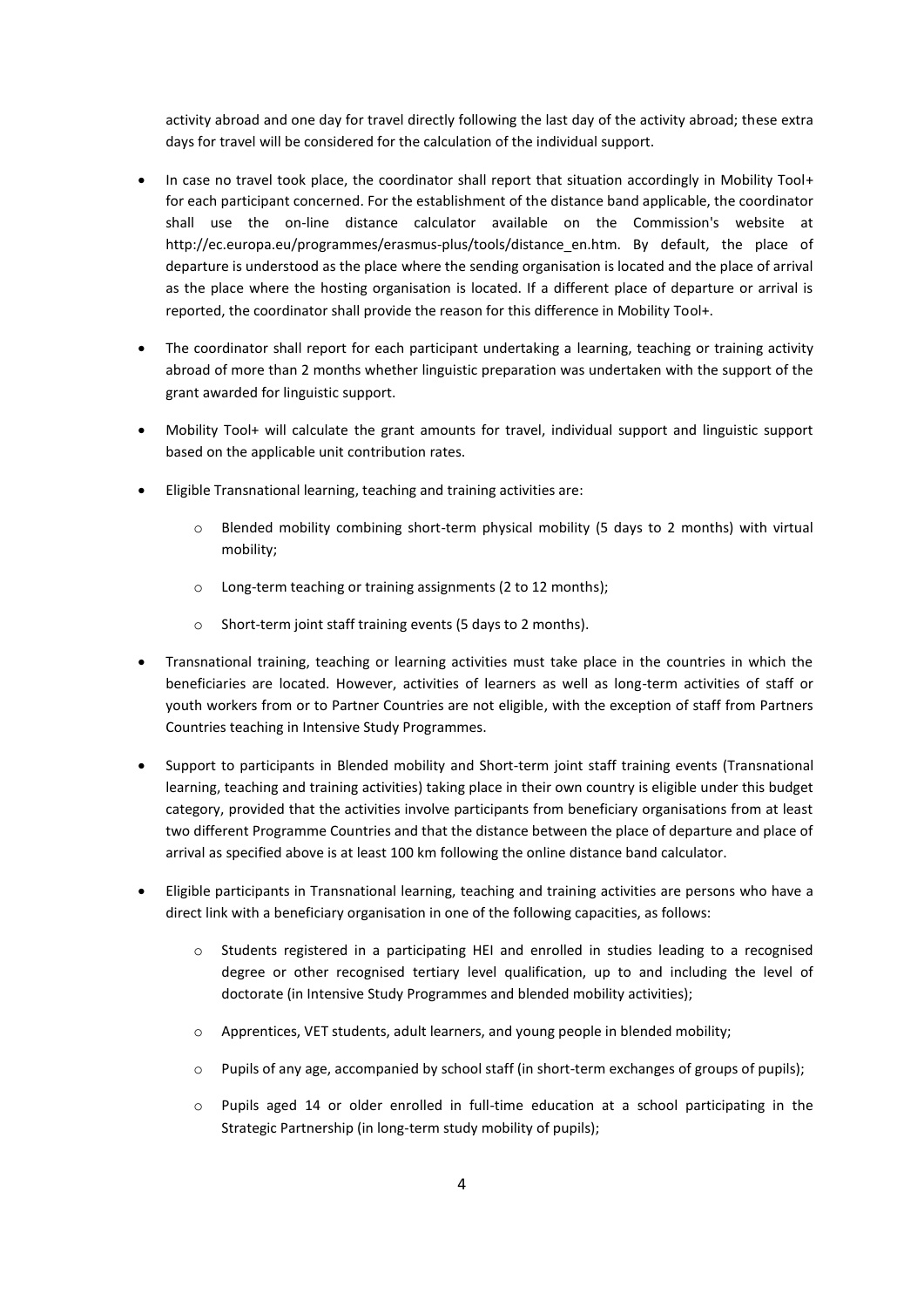activity abroad and one day for travel directly following the last day of the activity abroad; these extra days for travel will be considered for the calculation of the individual support.

- In case no travel took place, the coordinator shall report that situation accordingly in Mobility Tool+ for each participant concerned. For the establishment of the distance band applicable, the coordinator shall use the on-line distance calculator available on the Commission's website at http://ec.europa.eu/programmes/erasmus-plus/tools/distance_en.htm. By default, the place of departure is understood as the place where the sending organisation is located and the place of arrival as the place where the hosting organisation is located. If a different place of departure or arrival is reported, the coordinator shall provide the reason for this difference in Mobility Tool+.
- The coordinator shall report for each participant undertaking a learning, teaching or training activity abroad of more than 2 months whether linguistic preparation was undertaken with the support of the grant awarded for linguistic support.
- Mobility Tool+ will calculate the grant amounts for travel, individual support and linguistic support based on the applicable unit contribution rates.
- Eligible Transnational learning, teaching and training activities are:
    - Blended mobility combining short-term physical mobility (5 days to 2 months) with virtual mobility;
    - Long-term teaching or training assignments (2 to 12 months);
    - Short-term joint staff training events (5 days to 2 months).
- Transnational training, teaching or learning activities must take place in the countries in which the beneficiaries are located. However, activities of learners as well as long-term activities of staff or youth workers from or to Partner Countries are not eligible, with the exception of staff from Partners Countries teaching in Intensive Study Programmes.
- Support to participants in Blended mobility and Short-term joint staff training events (Transnational learning, teaching and training activities) taking place in their own country is eligible under this budget category, provided that the activities involve participants from beneficiary organisations from at least two different Programme Countries and that the distance between the place of departure and place of arrival as specified above is at least 100 km following the online distance band calculator.
- Eligible participants in Transnational learning, teaching and training activities are persons who have a direct link with a beneficiary organisation in one of the following capacities, as follows:
    - Students registered in a participating HEI and enrolled in studies leading to a recognised degree or other recognised tertiary level qualification, up to and including the level of doctorate (in Intensive Study Programmes and blended mobility activities);
    - Apprentices, VET students, adult learners, and young people in blended mobility;
    - Pupils of any age, accompanied by school staff (in short-term exchanges of groups of pupils);
    - Pupils aged 14 or older enrolled in full-time education at a school participating in the Strategic Partnership (in long-term study mobility of pupils);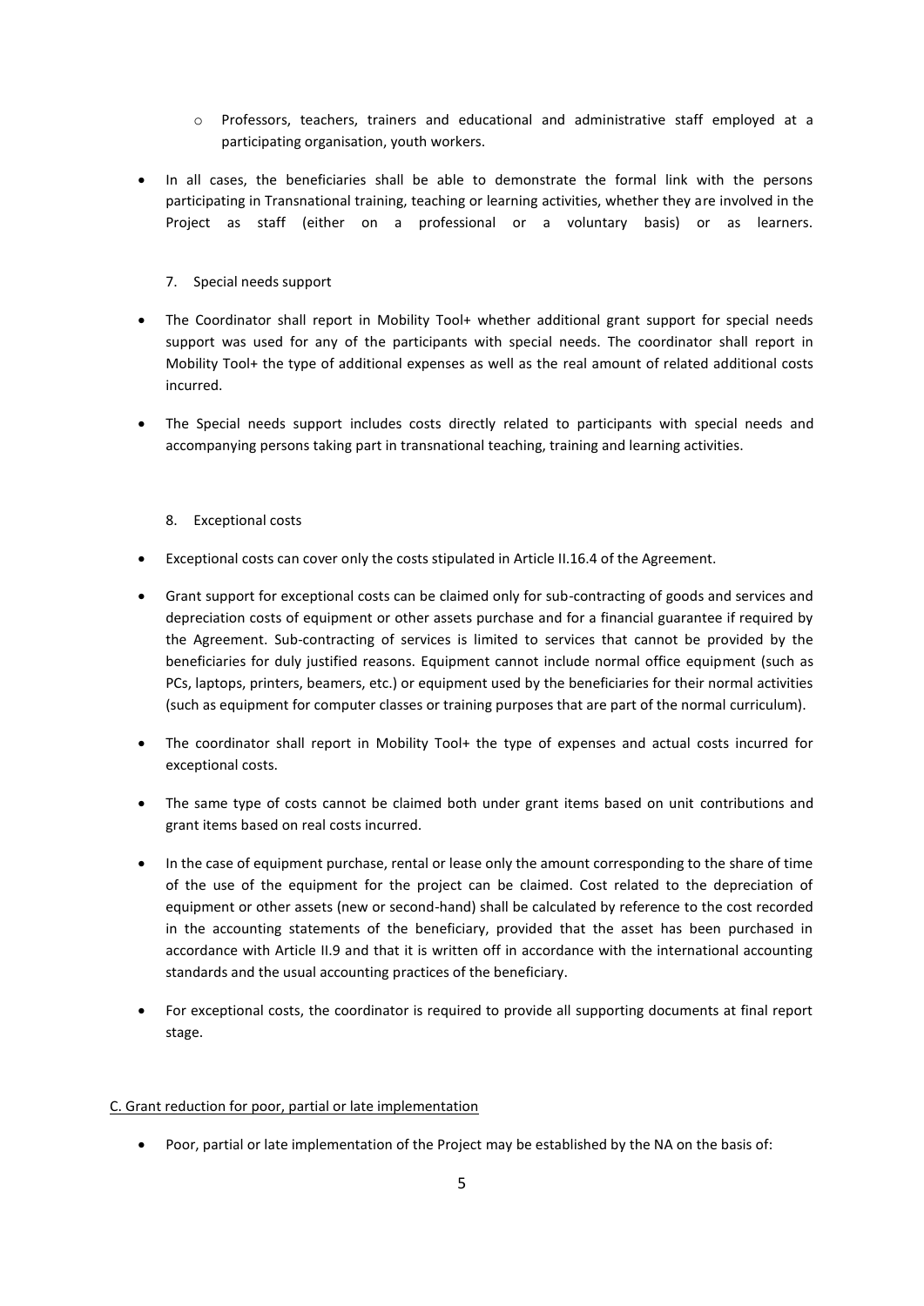- Professors, teachers, trainers and educational and administrative staff employed at a participating organisation, youth workers.

- In all cases, the beneficiaries shall be able to demonstrate the formal link with the persons participating in Transnational training, teaching or learning activities, whether they are involved in the Project as staff (either on a professional or a voluntary basis) or as learners.

7. Special needs support

- The Coordinator shall report in Mobility Tool+ whether additional grant support for special needs support was used for any of the participants with special needs. The coordinator shall report in Mobility Tool+ the type of additional expenses as well as the real amount of related additional costs incurred.

- The Special needs support includes costs directly related to participants with special needs and accompanying persons taking part in transnational teaching, training and learning activities.

8. Exceptional costs

- Exceptional costs can cover only the costs stipulated in Article II.16.4 of the Agreement.

- Grant support for exceptional costs can be claimed only for sub-contracting of goods and services and depreciation costs of equipment or other assets purchase and for a financial guarantee if required by the Agreement. Sub-contracting of services is limited to services that cannot be provided by the beneficiaries for duly justified reasons. Equipment cannot include normal office equipment (such as PCs, laptops, printers, beamers, etc.) or equipment used by the beneficiaries for their normal activities (such as equipment for computer classes or training purposes that are part of the normal curriculum).

- The coordinator shall report in Mobility Tool+ the type of expenses and actual costs incurred for exceptional costs.

- The same type of costs cannot be claimed both under grant items based on unit contributions and grant items based on real costs incurred.

- In the case of equipment purchase, rental or lease only the amount corresponding to the share of time of the use of the equipment for the project can be claimed. Cost related to the depreciation of equipment or other assets (new or second-hand) shall be calculated by reference to the cost recorded in the accounting statements of the beneficiary, provided that the asset has been purchased in accordance with Article II.9 and that it is written off in accordance with the international accounting standards and the usual accounting practices of the beneficiary.

- For exceptional costs, the coordinator is required to provide all supporting documents at final report stage.

C. Grant reduction for poor, partial or late implementation

- Poor, partial or late implementation of the Project may be established by the NA on the basis of: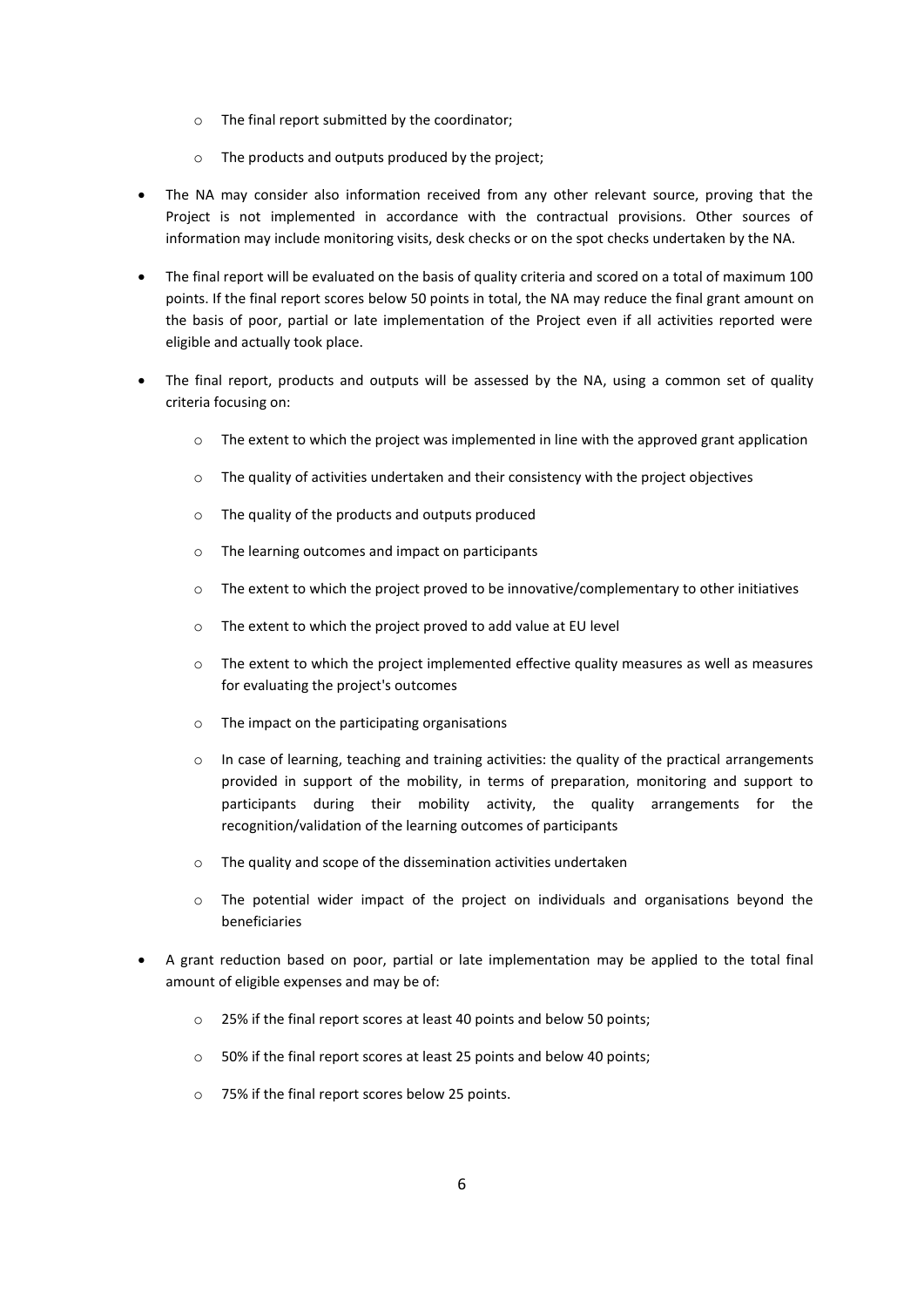- The final report submitted by the coordinator;
  - The products and outputs produced by the project;

- The NA may consider also information received from any other relevant source, proving that the Project is not implemented in accordance with the contractual provisions. Other sources of information may include monitoring visits, desk checks or on the spot checks undertaken by the NA.

- The final report will be evaluated on the basis of quality criteria and scored on a total of maximum 100 points. If the final report scores below 50 points in total, the NA may reduce the final grant amount on the basis of poor, partial or late implementation of the Project even if all activities reported were eligible and actually took place.

- The final report, products and outputs will be assessed by the NA, using a common set of quality criteria focusing on:

  - The extent to which the project was implemented in line with the approved grant application
  - The quality of activities undertaken and their consistency with the project objectives
  - The quality of the products and outputs produced
  - The learning outcomes and impact on participants
  - The extent to which the project proved to be innovative/complementary to other initiatives
  - The extent to which the project proved to add value at EU level
  - The extent to which the project implemented effective quality measures as well as measures for evaluating the project's outcomes
  - The impact on the participating organisations
  - In case of learning, teaching and training activities: the quality of the practical arrangements provided in support of the mobility, in terms of preparation, monitoring and support to participants during their mobility activity, the quality arrangements for the recognition/validation of the learning outcomes of participants
  - The quality and scope of the dissemination activities undertaken
  - The potential wider impact of the project on individuals and organisations beyond the beneficiaries

- A grant reduction based on poor, partial or late implementation may be applied to the total final amount of eligible expenses and may be of:

  - 25% if the final report scores at least 40 points and below 50 points;
  - 50% if the final report scores at least 25 points and below 40 points;
  - 75% if the final report scores below 25 points.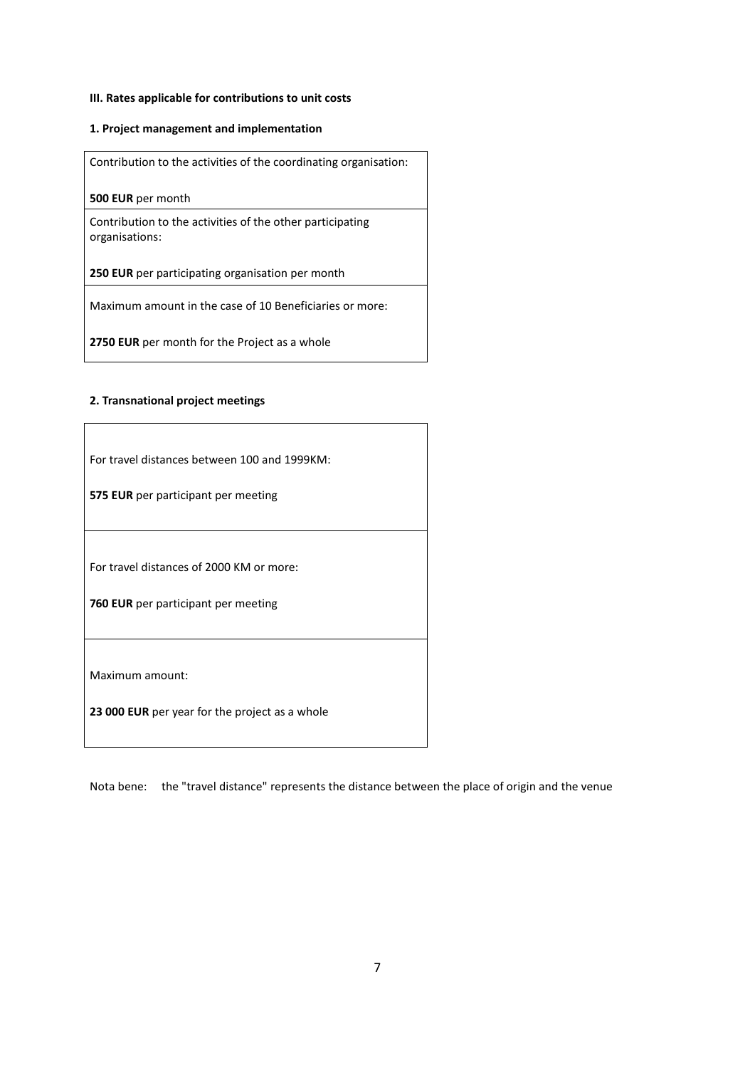### III. Rates applicable for contributions to unit costs

#### 1. Project management and implementation

| Contribution to the activities of the coordinating organisation:<br><br>**500 EUR** per month |
|---|
| Contribution to the activities of the other participating organisations:<br><br>**250 EUR** per participating organisation per month |
| Maximum amount in the case of 10 Beneficiaries or more:<br><br>**2750 EUR** per month for the Project as a whole |

#### 2. Transnational project meetings

| For travel distances between 100 and 1999KM:<br><br>**575 EUR** per participant per meeting |
|---|
| For travel distances of 2000 KM or more:<br><br>**760 EUR** per participant per meeting |
| Maximum amount:<br><br>**23 000 EUR** per year for the project as a whole |

Nota bene: the "travel distance" represents the distance between the place of origin and the venue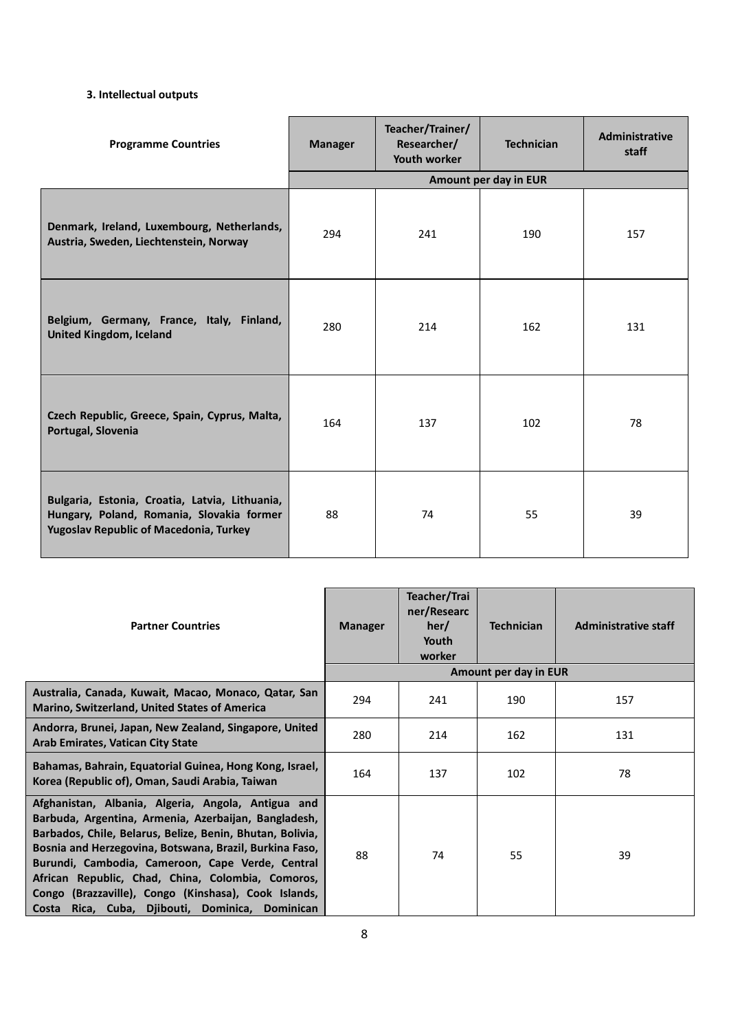**3. Intellectual outputs**

| Programme Countries | Manager | Teacher/Trainer/ Researcher/ Youth worker | Technician | Administrative staff |
|---|---|---|---|---|
| | Amount per day in EUR | | | |
| **Denmark, Ireland, Luxembourg, Netherlands, Austria, Sweden, Liechtenstein, Norway** | 294 | 241 | 190 | 157 |
| **Belgium, Germany, France, Italy, Finland, United Kingdom, Iceland** | 280 | 214 | 162 | 131 |
| **Czech Republic, Greece, Spain, Cyprus, Malta, Portugal, Slovenia** | 164 | 137 | 102 | 78 |
| **Bulgaria, Estonia, Croatia, Latvia, Lithuania, Hungary, Poland, Romania, Slovakia former Yugoslav Republic of Macedonia, Turkey** | 88 | 74 | 55 | 39 |

| Partner Countries | Manager | Teacher/Trainer/Researcher/ Youth worker | Technician | Administrative staff |
|---|---|---|---|---|
| | Amount per day in EUR | | | |
| **Australia, Canada, Kuwait, Macao, Monaco, Qatar, San Marino, Switzerland, United States of America** | 294 | 241 | 190 | 157 |
| **Andorra, Brunei, Japan, New Zealand, Singapore, United Arab Emirates, Vatican City State** | 280 | 214 | 162 | 131 |
| **Bahamas, Bahrain, Equatorial Guinea, Hong Kong, Israel, Korea (Republic of), Oman, Saudi Arabia, Taiwan** | 164 | 137 | 102 | 78 |
| **Afghanistan, Albania, Algeria, Angola, Antigua and Barbuda, Argentina, Armenia, Azerbaijan, Bangladesh, Barbados, Chile, Belarus, Belize, Benin, Bhutan, Bolivia, Bosnia and Herzegovina, Botswana, Brazil, Burkina Faso, Burundi, Cambodia, Cameroon, Cape Verde, Central African Republic, Chad, China, Colombia, Comoros, Congo (Brazzaville), Congo (Kinshasa), Cook Islands, Costa Rica, Cuba, Djibouti, Dominica, Dominican** | 88 | 74 | 55 | 39 |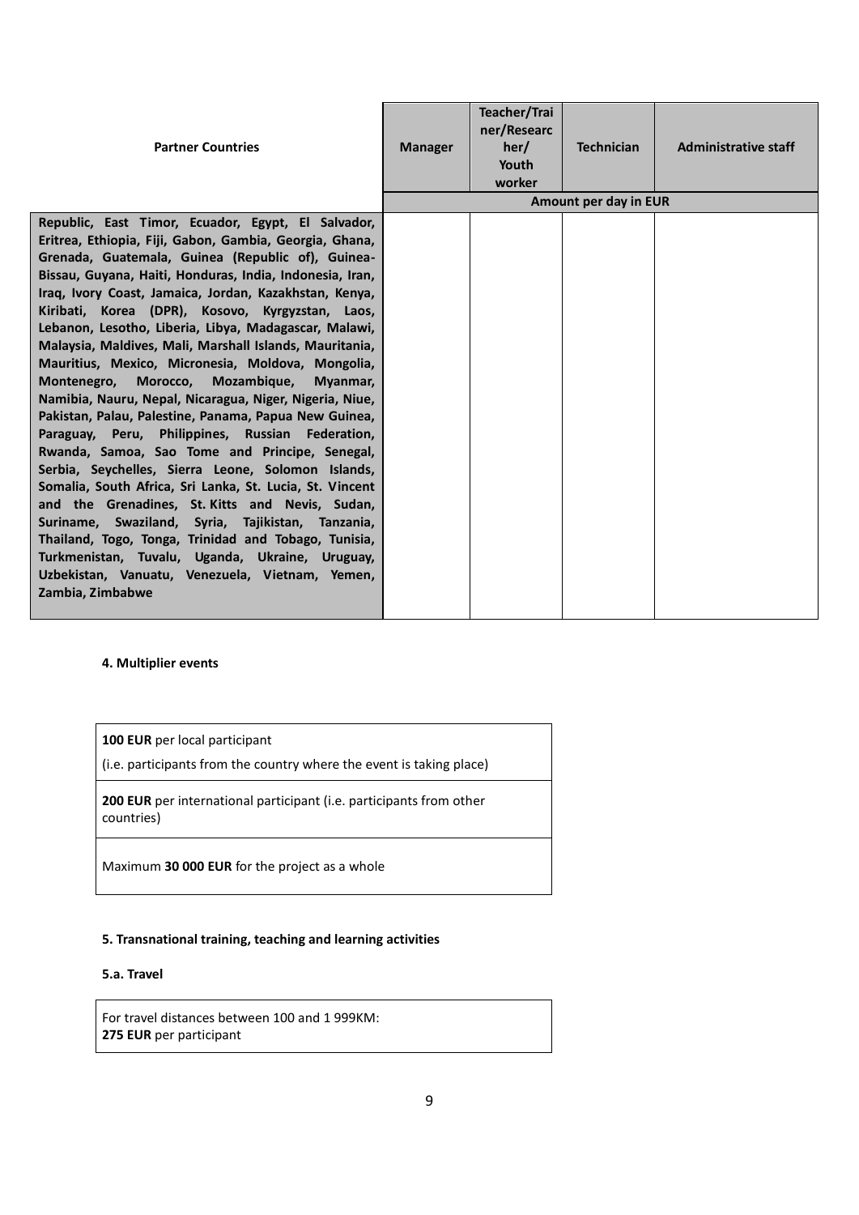| Partner Countries | Manager | Teacher/Trainer/Researcher/ Youth worker | Technician | Administrative staff |
|---|---|---|---|---|
| | Amount per day in EUR | | | |
| **Republic, East Timor, Ecuador, Egypt, El Salvador, Eritrea, Ethiopia, Fiji, Gabon, Gambia, Georgia, Ghana, Grenada, Guatemala, Guinea (Republic of), Guinea-Bissau, Guyana, Haiti, Honduras, India, Indonesia, Iran, Iraq, Ivory Coast, Jamaica, Jordan, Kazakhstan, Kenya, Kiribati, Korea (DPR), Kosovo, Kyrgyzstan, Laos, Lebanon, Lesotho, Liberia, Libya, Madagascar, Malawi, Malaysia, Maldives, Mali, Marshall Islands, Mauritania, Mauritius, Mexico, Micronesia, Moldova, Mongolia, Montenegro, Morocco, Mozambique, Myanmar, Namibia, Nauru, Nepal, Nicaragua, Niger, Nigeria, Niue, Pakistan, Palau, Palestine, Panama, Papua New Guinea, Paraguay, Peru, Philippines, Russian Federation, Rwanda, Samoa, Sao Tome and Principe, Senegal, Serbia, Seychelles, Sierra Leone, Solomon Islands, Somalia, South Africa, Sri Lanka, St. Lucia, St. Vincent and the Grenadines, St. Kitts and Nevis, Sudan, Suriname, Swaziland, Syria, Tajikistan, Tanzania, Thailand, Togo, Tonga, Trinidad and Tobago, Tunisia, Turkmenistan, Tuvalu, Uganda, Ukraine, Uruguay, Uzbekistan, Vanuatu, Venezuela, Vietnam, Yemen, Zambia, Zimbabwe** | | | | |

#### 4. Multiplier events

| |
|---|
| **100 EUR** per local participant<br>(i.e. participants from the country where the event is taking place) |
| **200 EUR** per international participant (i.e. participants from other countries) |
| Maximum **30 000 EUR** for the project as a whole |

#### 5. Transnational training, teaching and learning activities

##### 5.a. Travel

| |
|---|
| For travel distances between 100 and 1 999KM:<br>**275 EUR** per participant |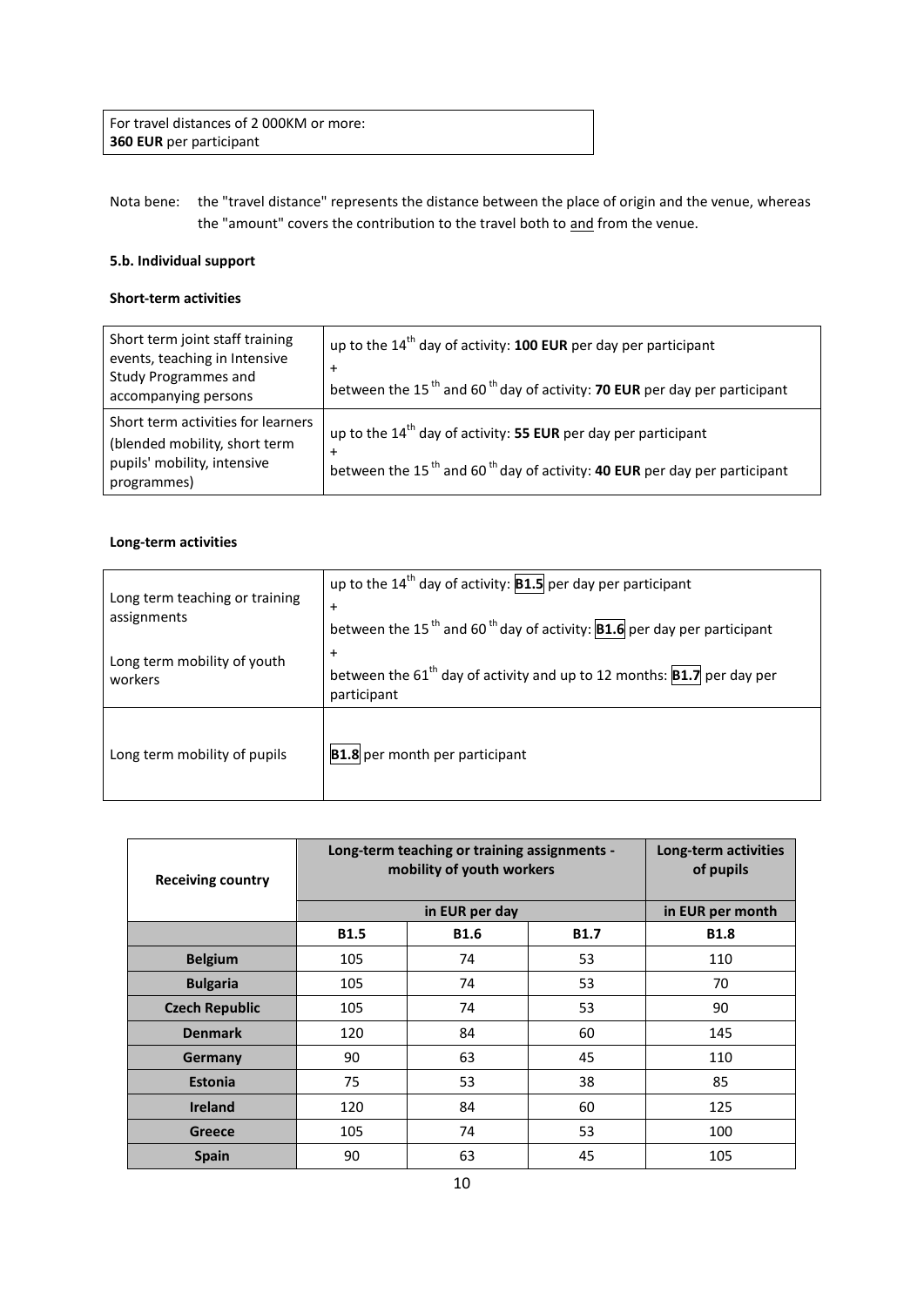| For travel distances of 2 000KM or more: **360 EUR** per participant |
|---|

Nota bene: the "travel distance" represents the distance between the place of origin and the venue, whereas the "amount" covers the contribution to the travel both to and from the venue.

**5.b. Individual support**

**Short-term activities**

| Short term joint staff training events, teaching in Intensive Study Programmes and accompanying persons | up to the 14th day of activity: **100 EUR** per day per participant + between the 15th and 60th day of activity: **70 EUR** per day per participant |
|---|---|
| Short term activities for learners (blended mobility, short term pupils' mobility, intensive programmes) | up to the 14th day of activity: **55 EUR** per day per participant + between the 15th and 60th day of activity: **40 EUR** per day per participant |

**Long-term activities**

| Long term teaching or training assignments<br><br>Long term mobility of youth workers | up to the 14th day of activity: **B1.5** per day per participant + between the 15th and 60th day of activity: **B1.6** per day per participant + between the 61th day of activity and up to 12 months: **B1.7** per day per participant |
|---|---|
| Long term mobility of pupils | **B1.8** per month per participant |

| Receiving country | Long-term teaching or training assignments - mobility of youth workers | | | Long-term activities of pupils |
|---|---|---|---|---|
| | in EUR per day | | | in EUR per month |
| | B1.5 | B1.6 | B1.7 | B1.8 |
| **Belgium** | 105 | 74 | 53 | 110 |
| **Bulgaria** | 105 | 74 | 53 | 70 |
| **Czech Republic** | 105 | 74 | 53 | 90 |
| **Denmark** | 120 | 84 | 60 | 145 |
| **Germany** | 90 | 63 | 45 | 110 |
| **Estonia** | 75 | 53 | 38 | 85 |
| **Ireland** | 120 | 84 | 60 | 125 |
| **Greece** | 105 | 74 | 53 | 100 |
| **Spain** | 90 | 63 | 45 | 105 |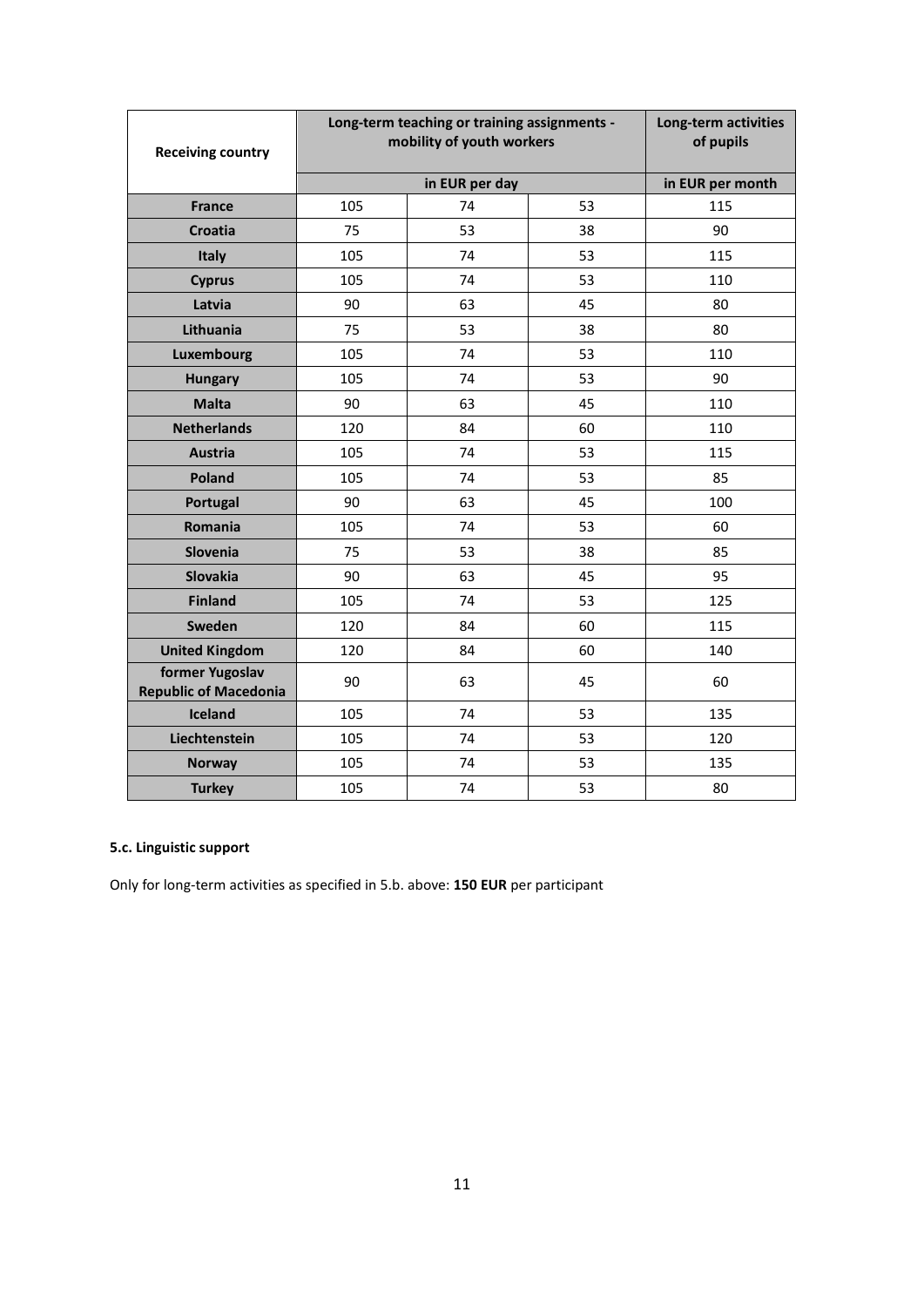| Receiving country | Long-term teaching or training assignments - mobility of youth workers | | | Long-term activities of pupils |
|---|---|---|---|---|
| | in EUR per day | | | in EUR per month |
| **France** | 105 | 74 | 53 | 115 |
| **Croatia** | 75 | 53 | 38 | 90 |
| **Italy** | 105 | 74 | 53 | 115 |
| **Cyprus** | 105 | 74 | 53 | 110 |
| **Latvia** | 90 | 63 | 45 | 80 |
| **Lithuania** | 75 | 53 | 38 | 80 |
| **Luxembourg** | 105 | 74 | 53 | 110 |
| **Hungary** | 105 | 74 | 53 | 90 |
| **Malta** | 90 | 63 | 45 | 110 |
| **Netherlands** | 120 | 84 | 60 | 110 |
| **Austria** | 105 | 74 | 53 | 115 |
| **Poland** | 105 | 74 | 53 | 85 |
| **Portugal** | 90 | 63 | 45 | 100 |
| **Romania** | 105 | 74 | 53 | 60 |
| **Slovenia** | 75 | 53 | 38 | 85 |
| **Slovakia** | 90 | 63 | 45 | 95 |
| **Finland** | 105 | 74 | 53 | 125 |
| **Sweden** | 120 | 84 | 60 | 115 |
| **United Kingdom** | 120 | 84 | 60 | 140 |
| **former Yugoslav Republic of Macedonia** | 90 | 63 | 45 | 60 |
| **Iceland** | 105 | 74 | 53 | 135 |
| **Liechtenstein** | 105 | 74 | 53 | 120 |
| **Norway** | 105 | 74 | 53 | 135 |
| **Turkey** | 105 | 74 | 53 | 80 |

**5.c. Linguistic support**

Only for long-term activities as specified in 5.b. above: **150 EUR** per participant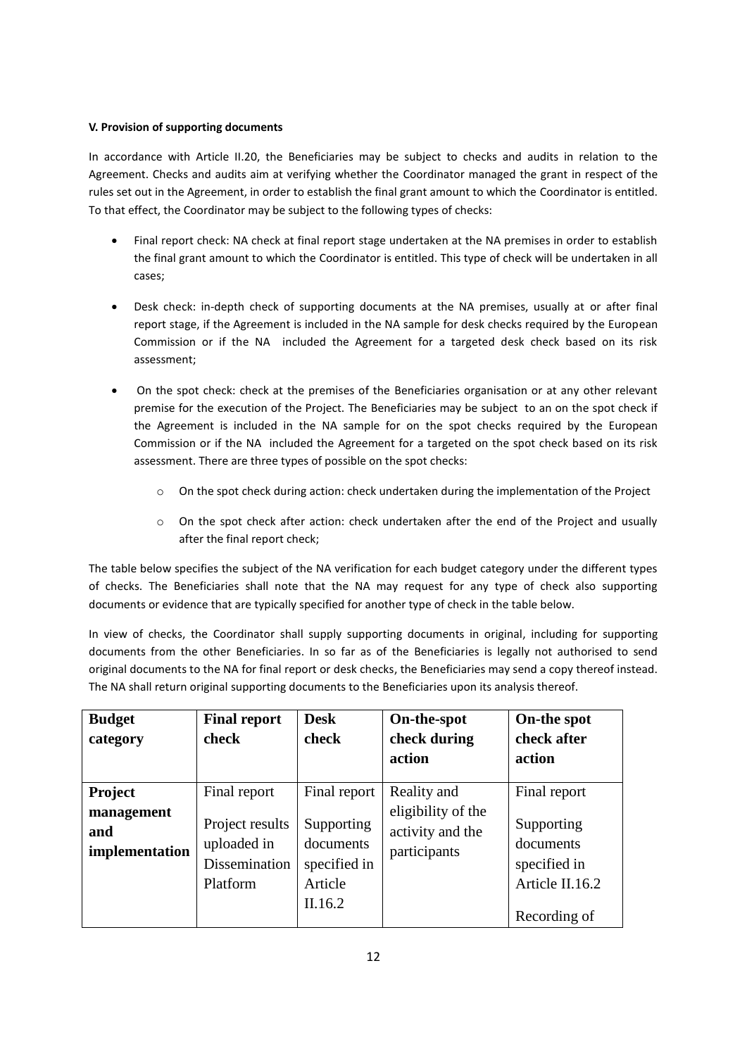**V. Provision of supporting documents**

In accordance with Article II.20, the Beneficiaries may be subject to checks and audits in relation to the Agreement. Checks and audits aim at verifying whether the Coordinator managed the grant in respect of the rules set out in the Agreement, in order to establish the final grant amount to which the Coordinator is entitled. To that effect, the Coordinator may be subject to the following types of checks:

- Final report check: NA check at final report stage undertaken at the NA premises in order to establish the final grant amount to which the Coordinator is entitled. This type of check will be undertaken in all cases;
- Desk check: in-depth check of supporting documents at the NA premises, usually at or after final report stage, if the Agreement is included in the NA sample for desk checks required by the European Commission or if the NA included the Agreement for a targeted desk check based on its risk assessment;
- On the spot check: check at the premises of the Beneficiaries organisation or at any other relevant premise for the execution of the Project. The Beneficiaries may be subject to an on the spot check if the Agreement is included in the NA sample for on the spot checks required by the European Commission or if the NA included the Agreement for a targeted on the spot check based on its risk assessment. There are three types of possible on the spot checks:
  - On the spot check during action: check undertaken during the implementation of the Project
  - On the spot check after action: check undertaken after the end of the Project and usually after the final report check;

The table below specifies the subject of the NA verification for each budget category under the different types of checks. The Beneficiaries shall note that the NA may request for any type of check also supporting documents or evidence that are typically specified for another type of check in the table below.

In view of checks, the Coordinator shall supply supporting documents in original, including for supporting documents from the other Beneficiaries. In so far as of the Beneficiaries is legally not authorised to send original documents to the NA for final report or desk checks, the Beneficiaries may send a copy thereof instead. The NA shall return original supporting documents to the Beneficiaries upon its analysis thereof.

| Budget category | Final report check | Desk check | On-the-spot check during action | On-the spot check after action |
|---|---|---|---|---|
| **Project management and implementation** | Final report<br><br>Project results uploaded in Dissemination Platform | Final report<br><br>Supporting documents specified in Article II.16.2 | Reality and eligibility of the activity and the participants | Final report<br><br>Supporting documents specified in Article II.16.2<br><br>Recording of |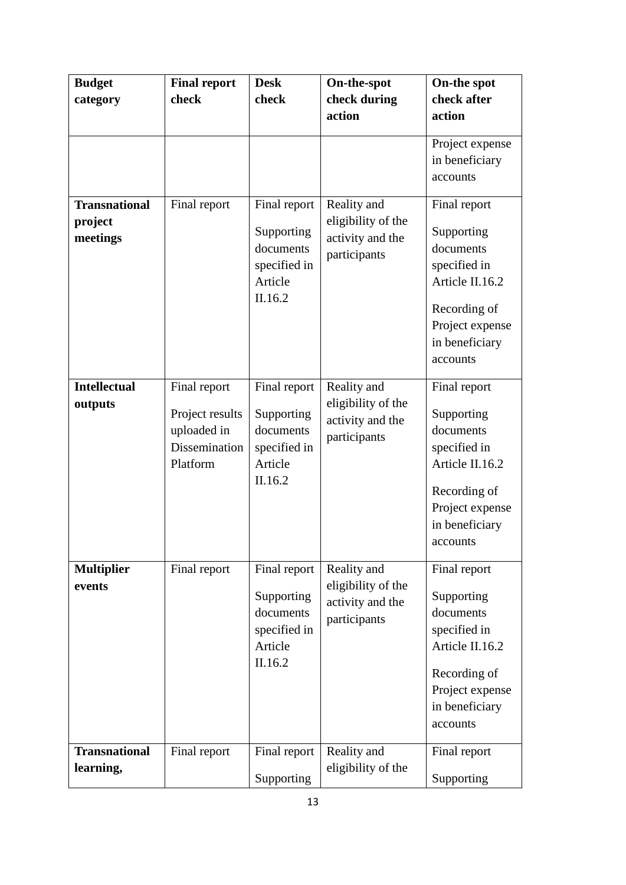| Budget category | Final report check | Desk check | On-the-spot check during action | On-the spot check after action |
|---|---|---|---|---|
| | | | | Project expense in beneficiary accounts |
| **Transnational project meetings** | Final report | Final report<br><br>Supporting documents specified in Article II.16.2 | Reality and eligibility of the activity and the participants | Final report<br><br>Supporting documents specified in Article II.16.2<br><br>Recording of Project expense in beneficiary accounts |
| **Intellectual outputs** | Final report<br><br>Project results uploaded in Dissemination Platform | Final report<br><br>Supporting documents specified in Article II.16.2 | Reality and eligibility of the activity and the participants | Final report<br><br>Supporting documents specified in Article II.16.2<br><br>Recording of Project expense in beneficiary accounts |
| **Multiplier events** | Final report | Final report<br><br>Supporting documents specified in Article II.16.2 | Reality and eligibility of the activity and the participants | Final report<br><br>Supporting documents specified in Article II.16.2<br><br>Recording of Project expense in beneficiary accounts |
| **Transnational learning,** | Final report | Final report<br><br>Supporting | Reality and eligibility of the | Final report<br><br>Supporting |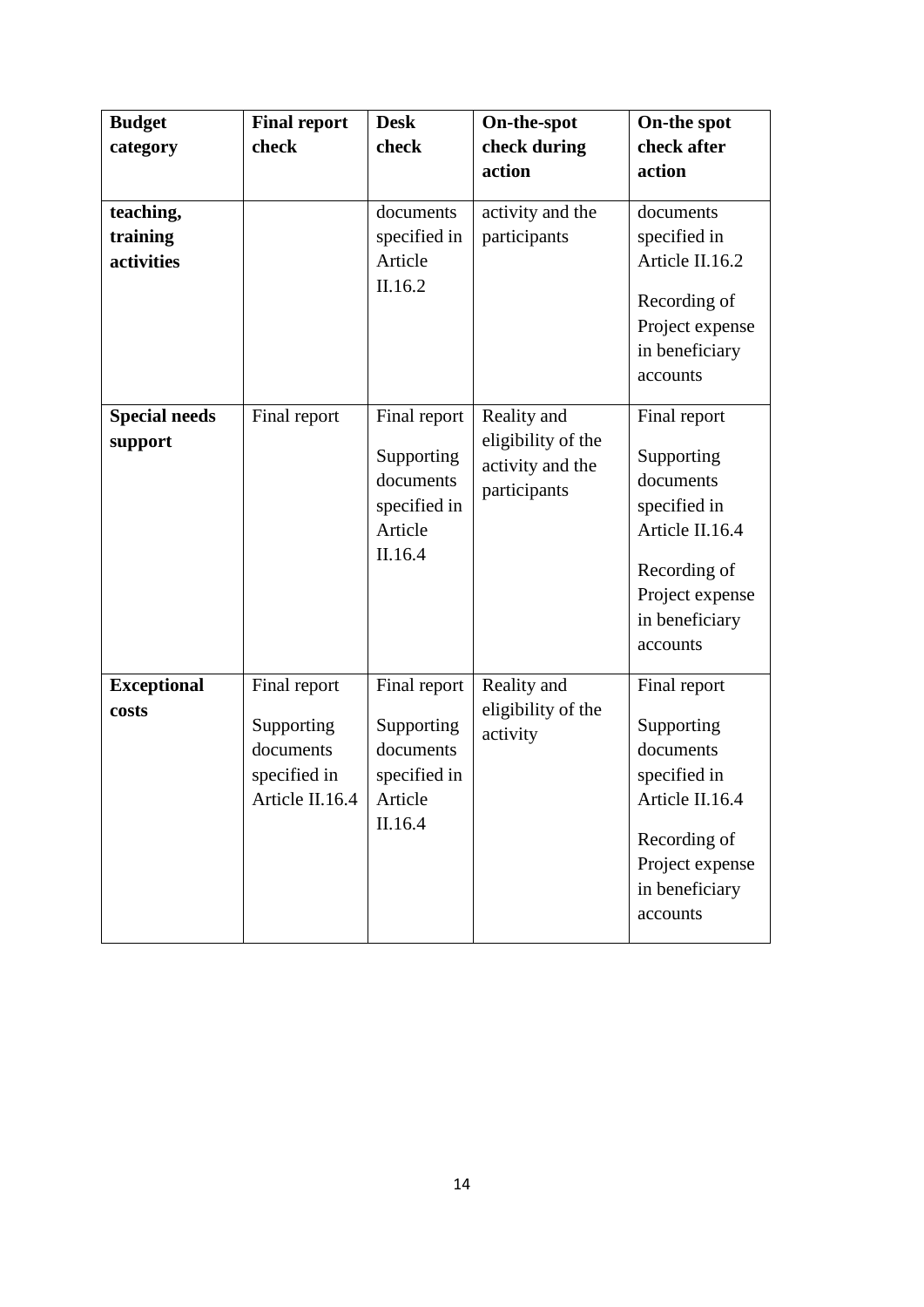| Budget category | Final report check | Desk check | On-the-spot check during action | On-the spot check after action |
|---|---|---|---|---|
| teaching, training activities | | documents specified in Article II.16.2 | activity and the participants | documents specified in Article II.16.2<br><br>Recording of Project expense in beneficiary accounts |
| Special needs support | Final report | Final report<br><br>Supporting documents specified in Article II.16.4 | Reality and eligibility of the activity and the participants | Final report<br><br>Supporting documents specified in Article II.16.4<br><br>Recording of Project expense in beneficiary accounts |
| Exceptional costs | Final report<br><br>Supporting documents specified in Article II.16.4 | Final report<br><br>Supporting documents specified in Article II.16.4 | Reality and eligibility of the activity | Final report<br><br>Supporting documents specified in Article II.16.4<br><br>Recording of Project expense in beneficiary accounts |